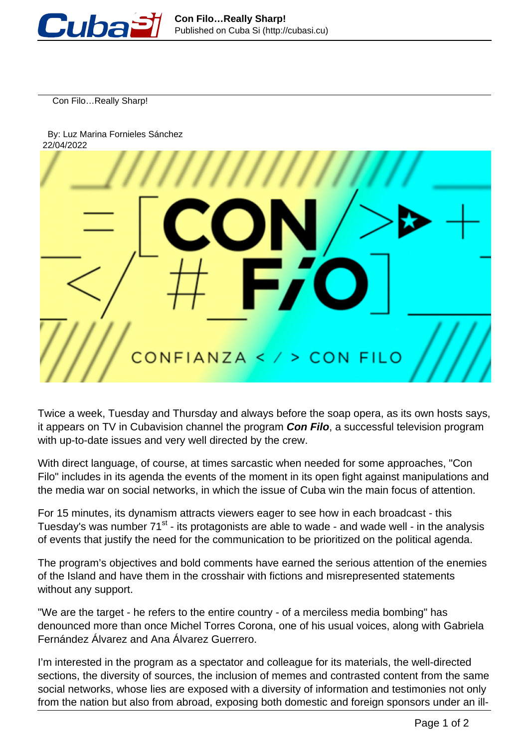Con Filo…Really Sharp!

By: Luz Marina Fornieles Sánchez
22/04/2022

Twice a week, Tuesday and Thursday and always before the soap opera, as its own hosts says, it appears on TV in Cubavision channel the program ***Con Filo***, a successful television program with up-to-date issues and very well directed by the crew.

With direct language, of course, at times sarcastic when needed for some approaches, "Con Filo" includes in its agenda the events of the moment in its open fight against manipulations and the media war on social networks, in which the issue of Cuba win the main focus of attention.

For 15 minutes, its dynamism attracts viewers eager to see how in each broadcast - this Tuesday's was number 71st - its protagonists are able to wade - and wade well - in the analysis of events that justify the need for the communication to be prioritized on the political agenda.

The program's objectives and bold comments have earned the serious attention of the enemies of the Island and have them in the crosshair with fictions and misrepresented statements without any support.

"We are the target - he refers to the entire country - of a merciless media bombing" has denounced more than once Michel Torres Corona, one of his usual voices, along with Gabriela Fernández Álvarez and Ana Álvarez Guerrero.

I'm interested in the program as a spectator and colleague for its materials, the well-directed sections, the diversity of sources, the inclusion of memes and contrasted content from the same social networks, whose lies are exposed with a diversity of information and testimonies not only from the nation but also from abroad, exposing both domestic and foreign sponsors under an ill-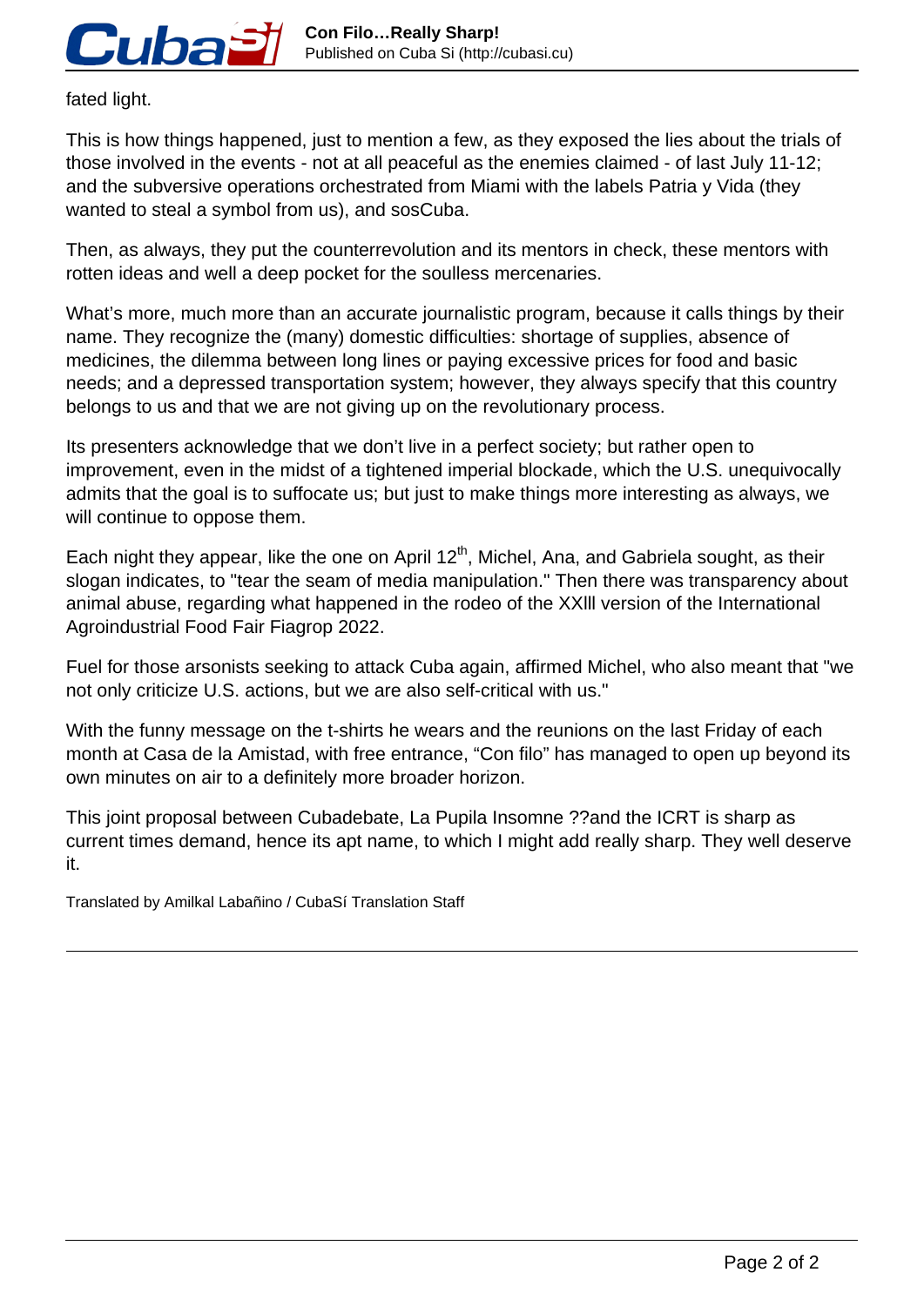fated light.

This is how things happened, just to mention a few, as they exposed the lies about the trials of those involved in the events - not at all peaceful as the enemies claimed - of last July 11-12; and the subversive operations orchestrated from Miami with the labels Patria y Vida (they wanted to steal a symbol from us), and sosCuba.

Then, as always, they put the counterrevolution and its mentors in check, these mentors with rotten ideas and well a deep pocket for the soulless mercenaries.

What's more, much more than an accurate journalistic program, because it calls things by their name. They recognize the (many) domestic difficulties: shortage of supplies, absence of medicines, the dilemma between long lines or paying excessive prices for food and basic needs; and a depressed transportation system; however, they always specify that this country belongs to us and that we are not giving up on the revolutionary process.

Its presenters acknowledge that we don't live in a perfect society; but rather open to improvement, even in the midst of a tightened imperial blockade, which the U.S. unequivocally admits that the goal is to suffocate us; but just to make things more interesting as always, we will continue to oppose them.

Each night they appear, like the one on April 12th, Michel, Ana, and Gabriela sought, as their slogan indicates, to "tear the seam of media manipulation." Then there was transparency about animal abuse, regarding what happened in the rodeo of the XXlll version of the International Agroindustrial Food Fair Fiagrop 2022.

Fuel for those arsonists seeking to attack Cuba again, affirmed Michel, who also meant that "we not only criticize U.S. actions, but we are also self-critical with us."

With the funny message on the t-shirts he wears and the reunions on the last Friday of each month at Casa de la Amistad, with free entrance, “Con filo” has managed to open up beyond its own minutes on air to a definitely more broader horizon.

This joint proposal between Cubadebate, La Pupila Insomne ??and the ICRT is sharp as current times demand, hence its apt name, to which I might add really sharp. They well deserve it.

Translated by Amilkal Labañino / CubaSí Translation Staff